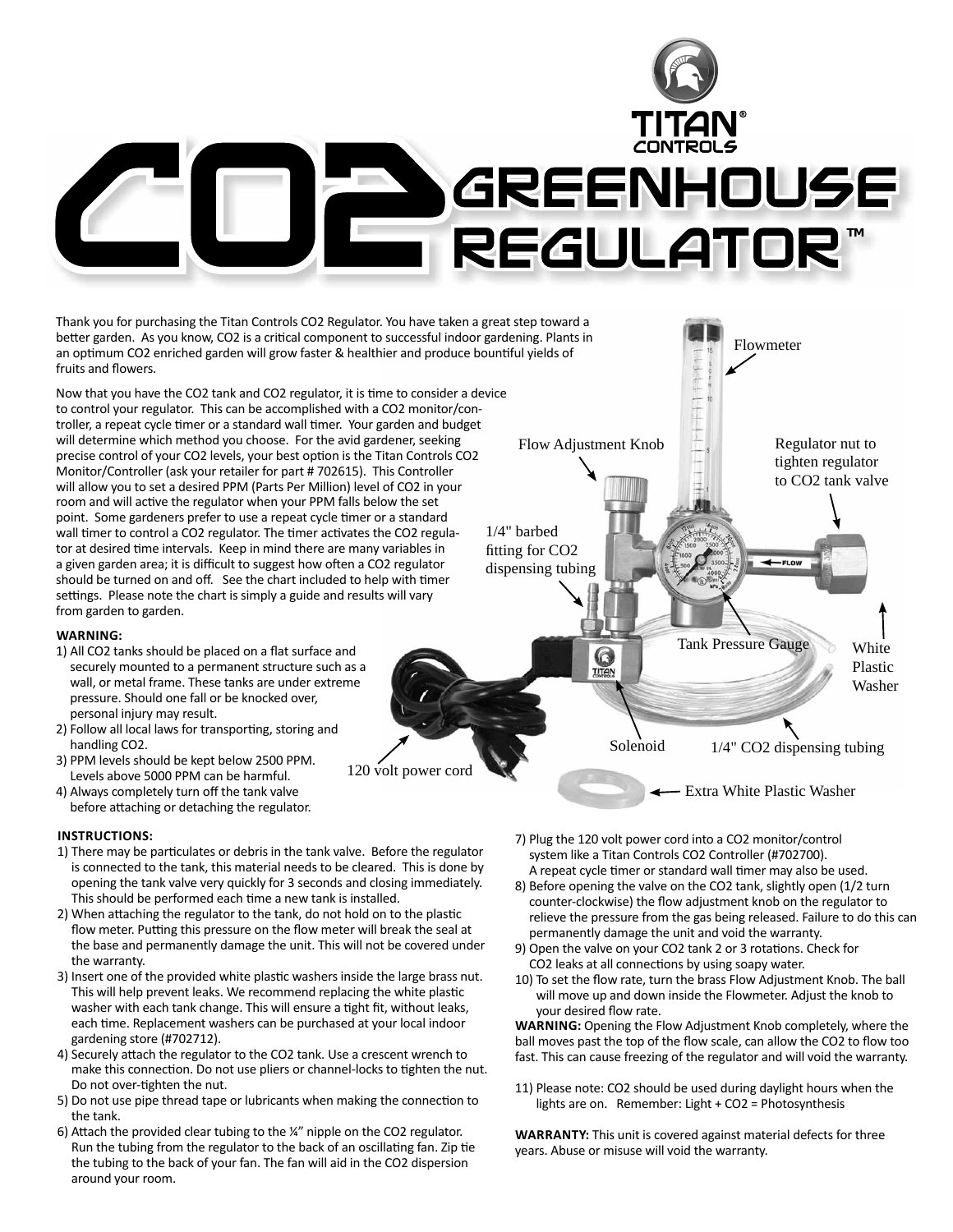# CO2 GREENHOUSE REGULATOR™

TITAN® CONTROLS

Thank you for purchasing the Titan Controls CO2 Regulator. You have taken a great step toward a better garden. As you know, CO2 is a critical component to successful indoor gardening. Plants in an optimum CO2 enriched garden will grow faster & healthier and produce bountiful yields of fruits and flowers.

Now that you have the CO2 tank and CO2 regulator, it is time to consider a device to control your regulator. This can be accomplished with a CO2 monitor/controller, a repeat cycle timer or a standard wall timer. Your garden and budget will determine which method you choose. For the avid gardener, seeking precise control of your CO2 levels, your best option is the Titan Controls CO2 Monitor/Controller (ask your retailer for part # 702615). This Controller will allow you to set a desired PPM (Parts Per Million) level of CO2 in your room and will active the regulator when your PPM falls below the set point. Some gardeners prefer to use a repeat cycle timer or a standard wall timer to control a CO2 regulator. The timer activates the CO2 regulator at desired time intervals. Keep in mind there are many variables in a given garden area; it is difficult to suggest how often a CO2 regulator should be turned on and off. See the chart included to help with timer settings. Please note the chart is simply a guide and results will vary from garden to garden.

Flowmeter

Flow Adjustment Knob

Regulator nut to tighten regulator to CO2 tank valve

1/4" barbed fitting for CO2 dispensing tubing

Tank Pressure Gauge

White Plastic Washer

Solenoid

1/4" CO2 dispensing tubing

120 volt power cord

Extra White Plastic Washer

**WARNING:**

1) All CO2 tanks should be placed on a flat surface and securely mounted to a permanent structure such as a wall, or metal frame. These tanks are under extreme pressure. Should one fall or be knocked over, personal injury may result.
2) Follow all local laws for transporting, storing and handling CO2.
3) PPM levels should be kept below 2500 PPM. Levels above 5000 PPM can be harmful.
4) Always completely turn off the tank valve before attaching or detaching the regulator.

**INSTRUCTIONS:**

1) There may be particulates or debris in the tank valve. Before the regulator is connected to the tank, this material needs to be cleared. This is done by opening the tank valve very quickly for 3 seconds and closing immediately. This should be performed each time a new tank is installed.
2) When attaching the regulator to the tank, do not hold on to the plastic flow meter. Putting this pressure on the flow meter will break the seal at the base and permanently damage the unit. This will not be covered under the warranty.
3) Insert one of the provided white plastic washers inside the large brass nut. This will help prevent leaks. We recommend replacing the white plastic washer with each tank change. This will ensure a tight fit, without leaks, each time. Replacement washers can be purchased at your local indoor gardening store (#702712).
4) Securely attach the regulator to the CO2 tank. Use a crescent wrench to make this connection. Do not use pliers or channel-locks to tighten the nut. Do not over-tighten the nut.
5) Do not use pipe thread tape or lubricants when making the connection to the tank.
6) Attach the provided clear tubing to the ¼" nipple on the CO2 regulator. Run the tubing from the regulator to the back of an oscillating fan. Zip tie the tubing to the back of your fan. The fan will aid in the CO2 dispersion around your room.
7) Plug the 120 volt power cord into a CO2 monitor/control system like a Titan Controls CO2 Controller (#702700). A repeat cycle timer or standard wall timer may also be used.
8) Before opening the valve on the CO2 tank, slightly open (1/2 turn counter-clockwise) the flow adjustment knob on the regulator to relieve the pressure from the gas being released. Failure to do this can permanently damage the unit and void the warranty.
9) Open the valve on your CO2 tank 2 or 3 rotations. Check for CO2 leaks at all connections by using soapy water.
10) To set the flow rate, turn the brass Flow Adjustment Knob. The ball will move up and down inside the Flowmeter. Adjust the knob to your desired flow rate.

**WARNING:** Opening the Flow Adjustment Knob completely, where the ball moves past the top of the flow scale, can allow the CO2 to flow too fast. This can cause freezing of the regulator and will void the warranty.

11) Please note: CO2 should be used during daylight hours when the lights are on. Remember: Light + CO2 = Photosynthesis

**WARRANTY:** This unit is covered against material defects for three years. Abuse or misuse will void the warranty.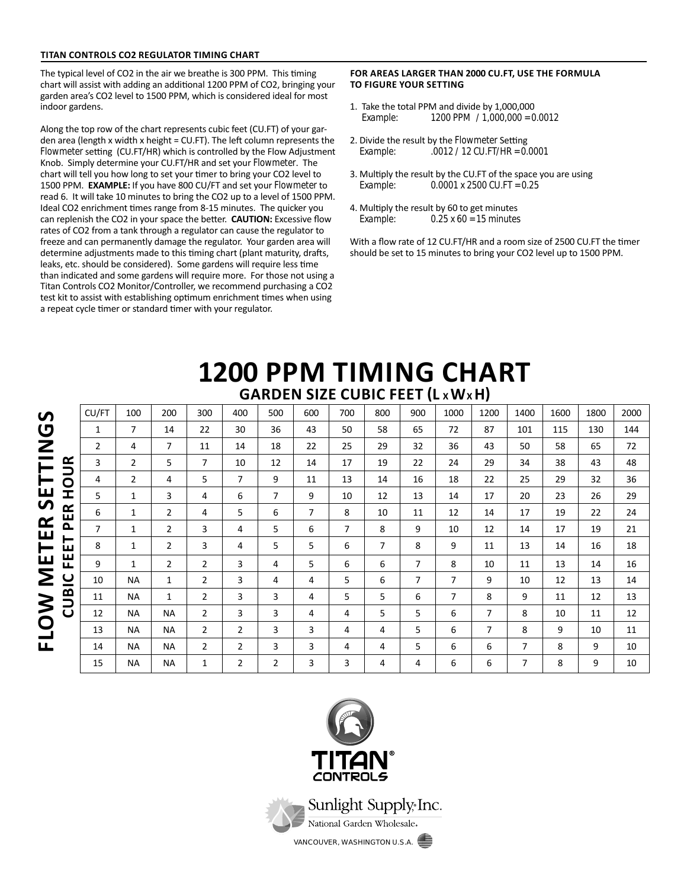## TITAN CONTROLS CO2 REGULATOR TIMING CHART

The typical level of CO2 in the air we breathe is 300 PPM. This timing chart will assist with adding an additional 1200 PPM of CO2, bringing your garden area's CO2 level to 1500 PPM, which is considered ideal for most indoor gardens.

Along the top row of the chart represents cubic feet (CU.FT) of your garden area (length x width x height = CU.FT). The left column represents the Flowmeter setting (CU.FT/HR) which is controlled by the Flow Adjustment Knob. Simply determine your CU.FT/HR and set your Flowmeter. The chart will tell you how long to set your timer to bring your CO2 level to 1500 PPM. **EXAMPLE:** If you have 800 CU/FT and set your Flowmeter to read 6. It will take 10 minutes to bring the CO2 up to a level of 1500 PPM. Ideal CO2 enrichment times range from 8-15 minutes. The quicker you can replenish the CO2 in your space the better. **CAUTION:** Excessive flow rates of CO2 from a tank through a regulator can cause the regulator to freeze and can permanently damage the regulator. Your garden area will determine adjustments made to this timing chart (plant maturity, drafts, leaks, etc. should be considered). Some gardens will require less time than indicated and some gardens will require more. For those not using a Titan Controls CO2 Monitor/Controller, we recommend purchasing a CO2 test kit to assist with establishing optimum enrichment times when using a repeat cycle timer or standard timer with your regulator.

**FOR AREAS LARGER THAN 2000 CU.FT, USE THE FORMULA TO FIGURE YOUR SETTING**

1. Take the total PPM and divide by 1,000,000
   Example: 1200 PPM / 1,000,000 = 0.0012
2. Divide the result by the Flowmeter Setting
   Example: .0012 / 12 CU.FT/HR = 0.0001
3. Multiply the result by the CU.FT of the space you are using
   Example: 0.0001 x 2500 CU.FT = 0.25
4. Multiply the result by 60 to get minutes
   Example: 0.25 x 60 = 15 minutes

With a flow rate of 12 CU.FT/HR and a room size of 2500 CU.FT the timer should be set to 15 minutes to bring your CO2 level up to 1500 PPM.

# 1200 PPM TIMING CHART

## GARDEN SIZE CUBIC FEET (L x W x H)

**FLOW METER SETTINGS — CUBIC FEET PER HOUR**

| CU/FT | 100 | 200 | 300 | 400 | 500 | 600 | 700 | 800 | 900 | 1000 | 1200 | 1400 | 1600 | 1800 | 2000 |
|---|---|---|---|---|---|---|---|---|---|---|---|---|---|---|---|
| 1 | 7 | 14 | 22 | 30 | 36 | 43 | 50 | 58 | 65 | 72 | 87 | 101 | 115 | 130 | 144 |
| 2 | 4 | 7 | 11 | 14 | 18 | 22 | 25 | 29 | 32 | 36 | 43 | 50 | 58 | 65 | 72 |
| 3 | 2 | 5 | 7 | 10 | 12 | 14 | 17 | 19 | 22 | 24 | 29 | 34 | 38 | 43 | 48 |
| 4 | 2 | 4 | 5 | 7 | 9 | 11 | 13 | 14 | 16 | 18 | 22 | 25 | 29 | 32 | 36 |
| 5 | 1 | 3 | 4 | 6 | 7 | 9 | 10 | 12 | 13 | 14 | 17 | 20 | 23 | 26 | 29 |
| 6 | 1 | 2 | 4 | 5 | 6 | 7 | 8 | 10 | 11 | 12 | 14 | 17 | 19 | 22 | 24 |
| 7 | 1 | 2 | 3 | 4 | 5 | 6 | 7 | 8 | 9 | 10 | 12 | 14 | 17 | 19 | 21 |
| 8 | 1 | 2 | 3 | 4 | 5 | 5 | 6 | 7 | 8 | 9 | 11 | 13 | 14 | 16 | 18 |
| 9 | 1 | 2 | 2 | 3 | 4 | 5 | 6 | 6 | 7 | 8 | 10 | 11 | 13 | 14 | 16 |
| 10 | NA | 1 | 2 | 3 | 4 | 4 | 5 | 6 | 7 | 7 | 9 | 10 | 12 | 13 | 14 |
| 11 | NA | 1 | 2 | 3 | 3 | 4 | 5 | 5 | 6 | 7 | 8 | 9 | 11 | 12 | 13 |
| 12 | NA | NA | 2 | 3 | 3 | 4 | 4 | 5 | 5 | 6 | 7 | 8 | 10 | 11 | 12 |
| 13 | NA | NA | 2 | 2 | 3 | 3 | 4 | 4 | 5 | 6 | 7 | 8 | 9 | 10 | 11 |
| 14 | NA | NA | 2 | 2 | 3 | 3 | 4 | 4 | 5 | 6 | 6 | 7 | 8 | 9 | 10 |
| 15 | NA | NA | 1 | 2 | 2 | 3 | 3 | 4 | 4 | 6 | 6 | 7 | 8 | 9 | 10 |

TITAN® CONTROLS

Sunlight Supply® Inc.
National Garden Wholesale.
VANCOUVER, WASHINGTON U.S.A.